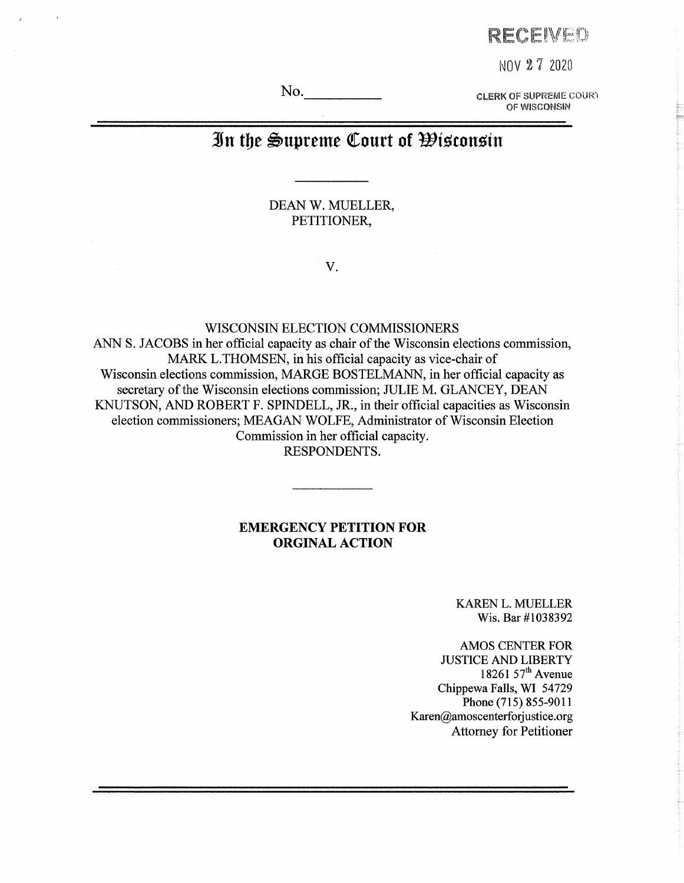RECEIVED

NOV 27 2020

CLERK OF SUPREME COURT
OF WISCONSIN

No.__________

# In the Supreme Court of Wisconsin

DEAN W. MUELLER,
PETITIONER,

V.

WISCONSIN ELECTION COMMISSIONERS
ANN S. JACOBS in her official capacity as chair of the Wisconsin elections commission, MARK L.THOMSEN, in his official capacity as vice-chair of Wisconsin elections commission, MARGE BOSTELMANN, in her official capacity as secretary of the Wisconsin elections commission; JULIE M. GLANCEY, DEAN KNUTSON, AND ROBERT F. SPINDELL, JR., in their official capacities as Wisconsin election commissioners; MEAGAN WOLFE, Administrator of Wisconsin Election Commission in her official capacity.
RESPONDENTS.

**EMERGENCY PETITION FOR ORGINAL ACTION**

KAREN L. MUELLER
Wis. Bar #1038392

AMOS CENTER FOR
JUSTICE AND LIBERTY
18261 57th Avenue
Chippewa Falls, WI 54729
Phone (715) 855-9011
Karen@amoscenterforjustice.org
Attorney for Petitioner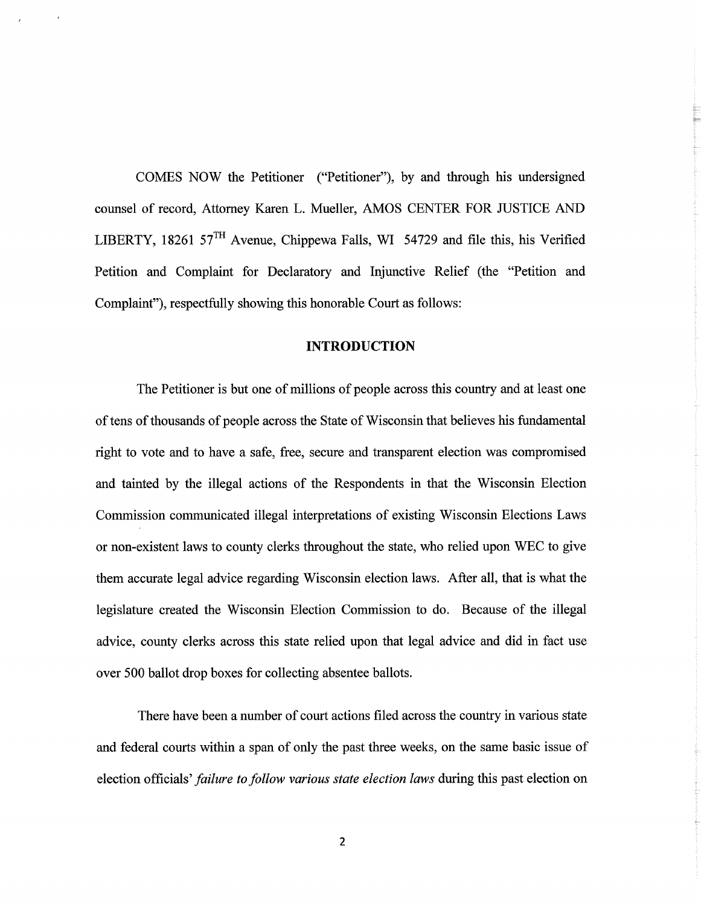COMES NOW the Petitioner ("Petitioner"), by and through his undersigned counsel of record, Attorney Karen L. Mueller, AMOS CENTER FOR JUSTICE AND LIBERTY, 18261 57[TH] Avenue, Chippewa Falls, WI 54729 and file this, his Verified Petition and Complaint for Declaratory and Injunctive Relief (the "Petition and Complaint"), respectfully showing this honorable Court as follows:

## INTRODUCTION

The Petitioner is but one of millions of people across this country and at least one of tens of thousands of people across the State of Wisconsin that believes his fundamental right to vote and to have a safe, free, secure and transparent election was compromised and tainted by the illegal actions of the Respondents in that the Wisconsin Election Commission communicated illegal interpretations of existing Wisconsin Elections Laws or non-existent laws to county clerks throughout the state, who relied upon WEC to give them accurate legal advice regarding Wisconsin election laws. After all, that is what the legislature created the Wisconsin Election Commission to do. Because of the illegal advice, county clerks across this state relied upon that legal advice and did in fact use over 500 ballot drop boxes for collecting absentee ballots.

There have been a number of court actions filed across the country in various state and federal courts within a span of only the past three weeks, on the same basic issue of election officials' *failure to follow various state election laws* during this past election on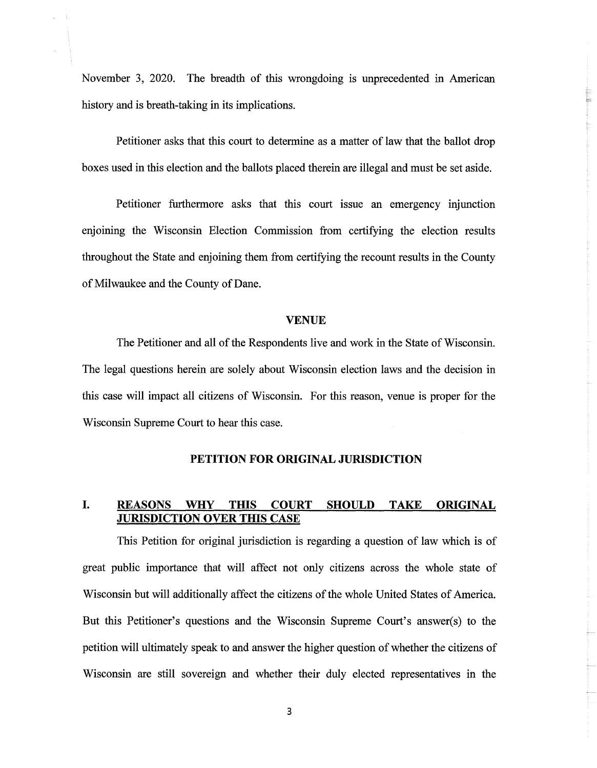November 3, 2020. The breadth of this wrongdoing is unprecedented in American history and is breath-taking in its implications.

Petitioner asks that this court to determine as a matter of law that the ballot drop boxes used in this election and the ballots placed therein are illegal and must be set aside.

Petitioner furthermore asks that this court issue an emergency injunction enjoining the Wisconsin Election Commission from certifying the election results throughout the State and enjoining them from certifying the recount results in the County of Milwaukee and the County of Dane.

## VENUE

The Petitioner and all of the Respondents live and work in the State of Wisconsin. The legal questions herein are solely about Wisconsin election laws and the decision in this case will impact all citizens of Wisconsin. For this reason, venue is proper for the Wisconsin Supreme Court to hear this case.

## PETITION FOR ORIGINAL JURISDICTION

### I. REASONS WHY THIS COURT SHOULD TAKE ORIGINAL JURISDICTION OVER THIS CASE

This Petition for original jurisdiction is regarding a question of law which is of great public importance that will affect not only citizens across the whole state of Wisconsin but will additionally affect the citizens of the whole United States of America. But this Petitioner's questions and the Wisconsin Supreme Court's answer(s) to the petition will ultimately speak to and answer the higher question of whether the citizens of Wisconsin are still sovereign and whether their duly elected representatives in the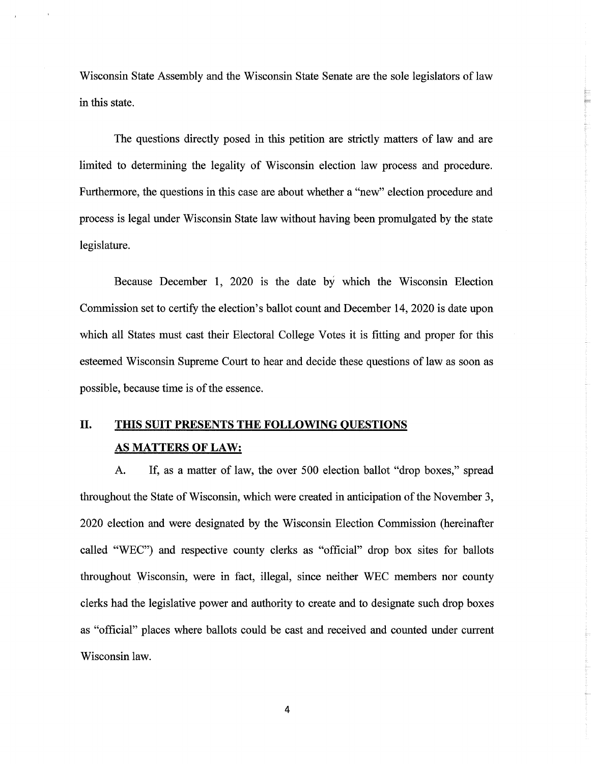Wisconsin State Assembly and the Wisconsin State Senate are the sole legislators of law in this state.

The questions directly posed in this petition are strictly matters of law and are limited to determining the legality of Wisconsin election law process and procedure. Furthermore, the questions in this case are about whether a "new" election procedure and process is legal under Wisconsin State law without having been promulgated by the state legislature.

Because December 1, 2020 is the date by which the Wisconsin Election Commission set to certify the election's ballot count and December 14, 2020 is date upon which all States must cast their Electoral College Votes it is fitting and proper for this esteemed Wisconsin Supreme Court to hear and decide these questions of law as soon as possible, because time is of the essence.

## II. <u>THIS SUIT PRESENTS THE FOLLOWING QUESTIONS AS MATTERS OF LAW:</u>

A. If, as a matter of law, the over 500 election ballot "drop boxes," spread throughout the State of Wisconsin, which were created in anticipation of the November 3, 2020 election and were designated by the Wisconsin Election Commission (hereinafter called "WEC") and respective county clerks as "official" drop box sites for ballots throughout Wisconsin, were in fact, illegal, since neither WEC members nor county clerks had the legislative power and authority to create and to designate such drop boxes as "official" places where ballots could be cast and received and counted under current Wisconsin law.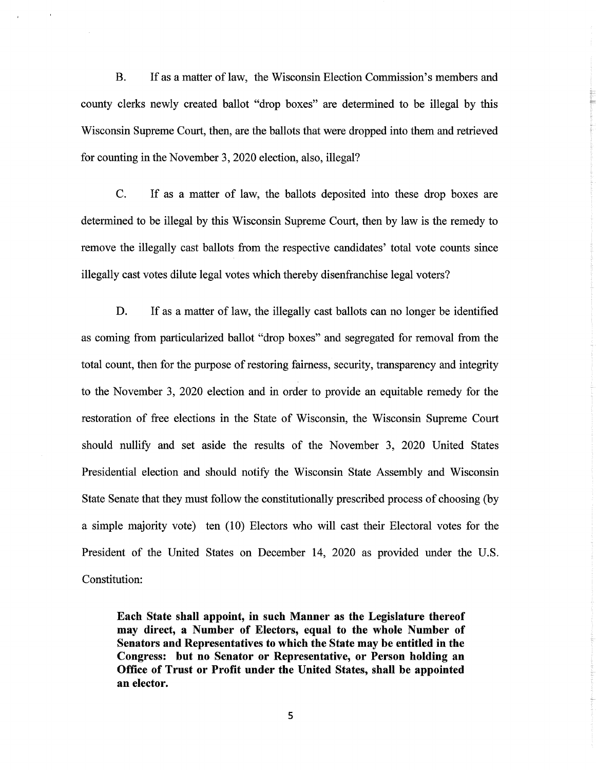B. If as a matter of law, the Wisconsin Election Commission's members and county clerks newly created ballot "drop boxes" are determined to be illegal by this Wisconsin Supreme Court, then, are the ballots that were dropped into them and retrieved for counting in the November 3, 2020 election, also, illegal?

C. If as a matter of law, the ballots deposited into these drop boxes are determined to be illegal by this Wisconsin Supreme Court, then by law is the remedy to remove the illegally cast ballots from the respective candidates' total vote counts since illegally cast votes dilute legal votes which thereby disenfranchise legal voters?

D. If as a matter of law, the illegally cast ballots can no longer be identified as coming from particularized ballot "drop boxes" and segregated for removal from the total count, then for the purpose of restoring fairness, security, transparency and integrity to the November 3, 2020 election and in order to provide an equitable remedy for the restoration of free elections in the State of Wisconsin, the Wisconsin Supreme Court should nullify and set aside the results of the November 3, 2020 United States Presidential election and should notify the Wisconsin State Assembly and Wisconsin State Senate that they must follow the constitutionally prescribed process of choosing (by a simple majority vote) ten (10) Electors who will cast their Electoral votes for the President of the United States on December 14, 2020 as provided under the U.S. Constitution:

> **Each State shall appoint, in such Manner as the Legislature thereof may direct, a Number of Electors, equal to the whole Number of Senators and Representatives to which the State may be entitled in the Congress: but no Senator or Representative, or Person holding an Office of Trust or Profit under the United States, shall be appointed an elector.**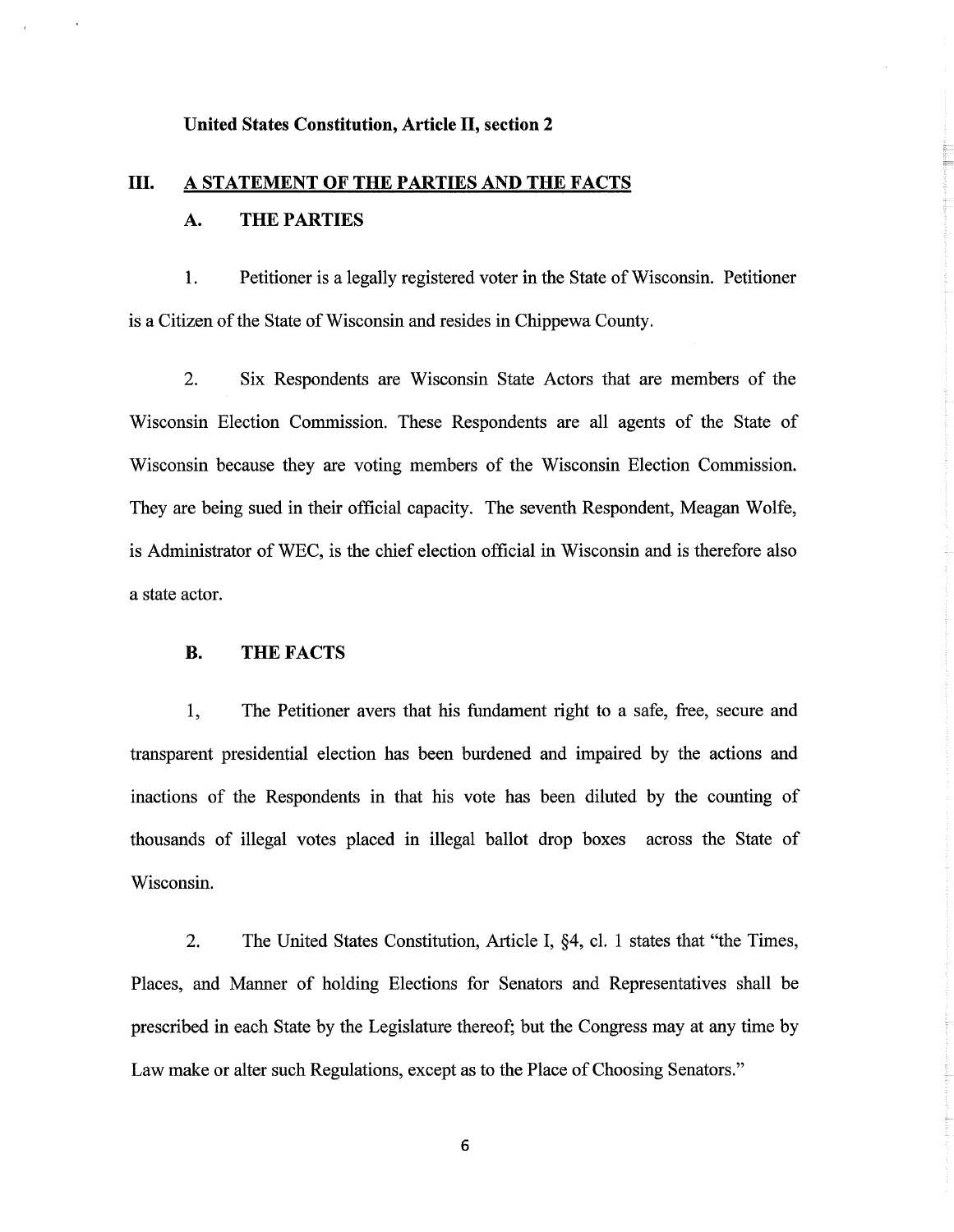**United States Constitution, Article II, section 2**

## III. A STATEMENT OF THE PARTIES AND THE FACTS

### A. THE PARTIES

1. Petitioner is a legally registered voter in the State of Wisconsin. Petitioner is a Citizen of the State of Wisconsin and resides in Chippewa County.

2. Six Respondents are Wisconsin State Actors that are members of the Wisconsin Election Commission. These Respondents are all agents of the State of Wisconsin because they are voting members of the Wisconsin Election Commission. They are being sued in their official capacity. The seventh Respondent, Meagan Wolfe, is Administrator of WEC, is the chief election official in Wisconsin and is therefore also a state actor.

### B. THE FACTS

1, The Petitioner avers that his fundament right to a safe, free, secure and transparent presidential election has been burdened and impaired by the actions and inactions of the Respondents in that his vote has been diluted by the counting of thousands of illegal votes placed in illegal ballot drop boxes across the State of Wisconsin.

2. The United States Constitution, Article I, §4, cl. 1 states that "the Times, Places, and Manner of holding Elections for Senators and Representatives shall be prescribed in each State by the Legislature thereof; but the Congress may at any time by Law make or alter such Regulations, except as to the Place of Choosing Senators."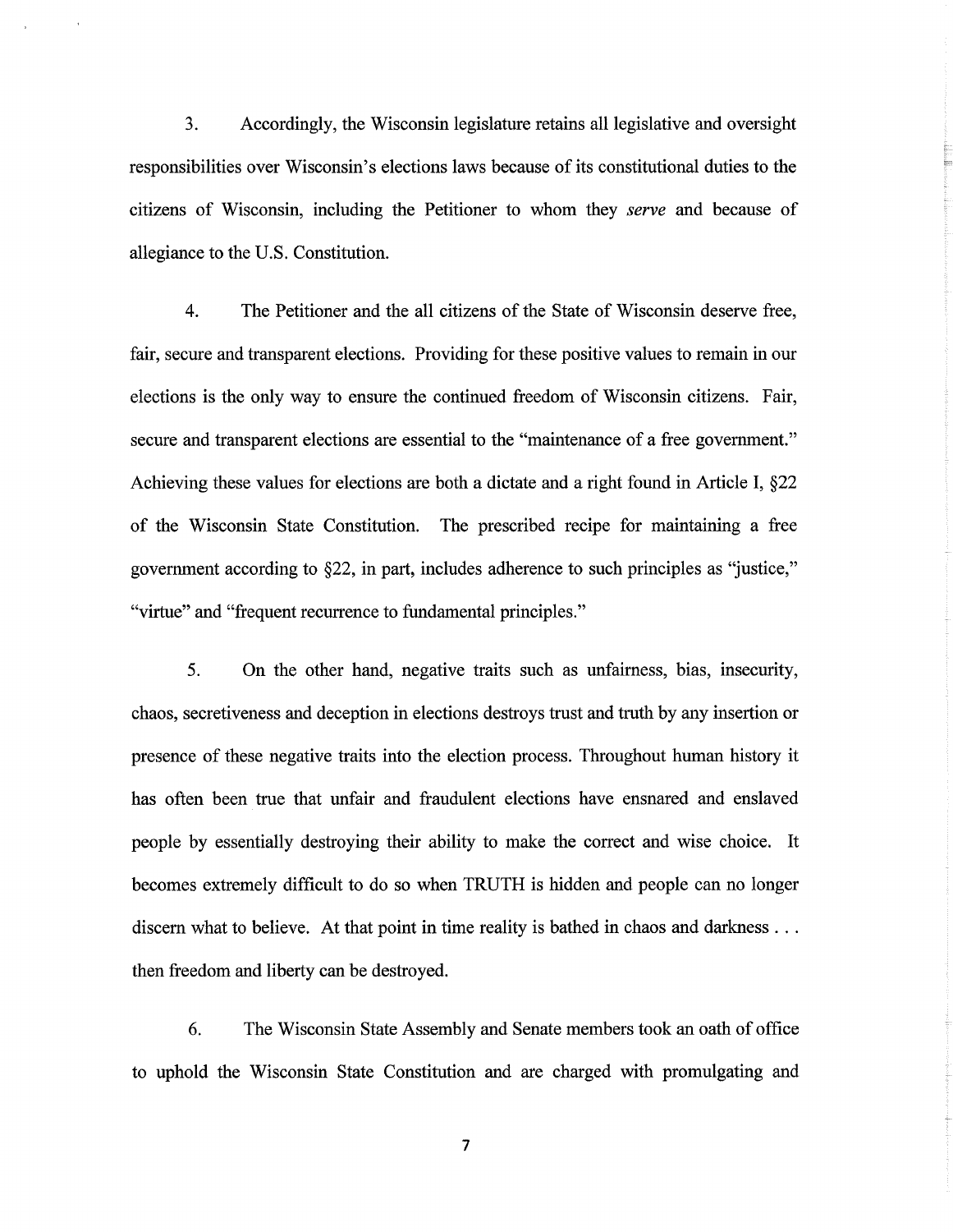3. Accordingly, the Wisconsin legislature retains all legislative and oversight responsibilities over Wisconsin's elections laws because of its constitutional duties to the citizens of Wisconsin, including the Petitioner to whom they *serve* and because of allegiance to the U.S. Constitution.

4. The Petitioner and the all citizens of the State of Wisconsin deserve free, fair, secure and transparent elections. Providing for these positive values to remain in our elections is the only way to ensure the continued freedom of Wisconsin citizens. Fair, secure and transparent elections are essential to the "maintenance of a free government." Achieving these values for elections are both a dictate and a right found in Article I, §22 of the Wisconsin State Constitution. The prescribed recipe for maintaining a free government according to §22, in part, includes adherence to such principles as "justice," "virtue" and "frequent recurrence to fundamental principles."

5. On the other hand, negative traits such as unfairness, bias, insecurity, chaos, secretiveness and deception in elections destroys trust and truth by any insertion or presence of these negative traits into the election process. Throughout human history it has often been true that unfair and fraudulent elections have ensnared and enslaved people by essentially destroying their ability to make the correct and wise choice. It becomes extremely difficult to do so when TRUTH is hidden and people can no longer discern what to believe. At that point in time reality is bathed in chaos and darkness . . . then freedom and liberty can be destroyed.

6. The Wisconsin State Assembly and Senate members took an oath of office to uphold the Wisconsin State Constitution and are charged with promulgating and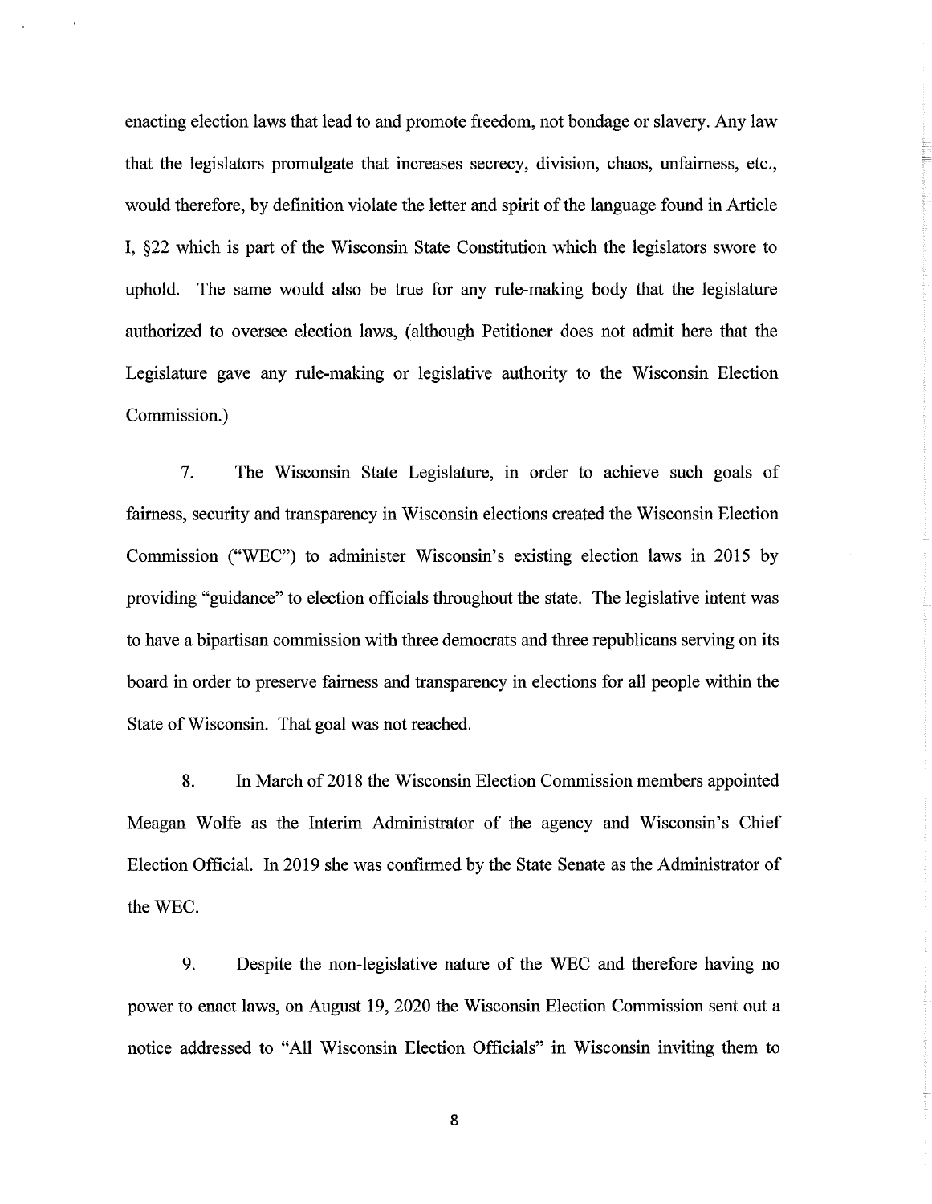enacting election laws that lead to and promote freedom, not bondage or slavery. Any law that the legislators promulgate that increases secrecy, division, chaos, unfairness, etc., would therefore, by definition violate the letter and spirit of the language found in Article I, §22 which is part of the Wisconsin State Constitution which the legislators swore to uphold. The same would also be true for any rule-making body that the legislature authorized to oversee election laws, (although Petitioner does not admit here that the Legislature gave any rule-making or legislative authority to the Wisconsin Election Commission.)

7. The Wisconsin State Legislature, in order to achieve such goals of fairness, security and transparency in Wisconsin elections created the Wisconsin Election Commission ("WEC") to administer Wisconsin's existing election laws in 2015 by providing "guidance" to election officials throughout the state. The legislative intent was to have a bipartisan commission with three democrats and three republicans serving on its board in order to preserve fairness and transparency in elections for all people within the State of Wisconsin. That goal was not reached.

8. In March of 2018 the Wisconsin Election Commission members appointed Meagan Wolfe as the Interim Administrator of the agency and Wisconsin's Chief Election Official. In 2019 she was confirmed by the State Senate as the Administrator of the WEC.

9. Despite the non-legislative nature of the WEC and therefore having no power to enact laws, on August 19, 2020 the Wisconsin Election Commission sent out a notice addressed to "All Wisconsin Election Officials" in Wisconsin inviting them to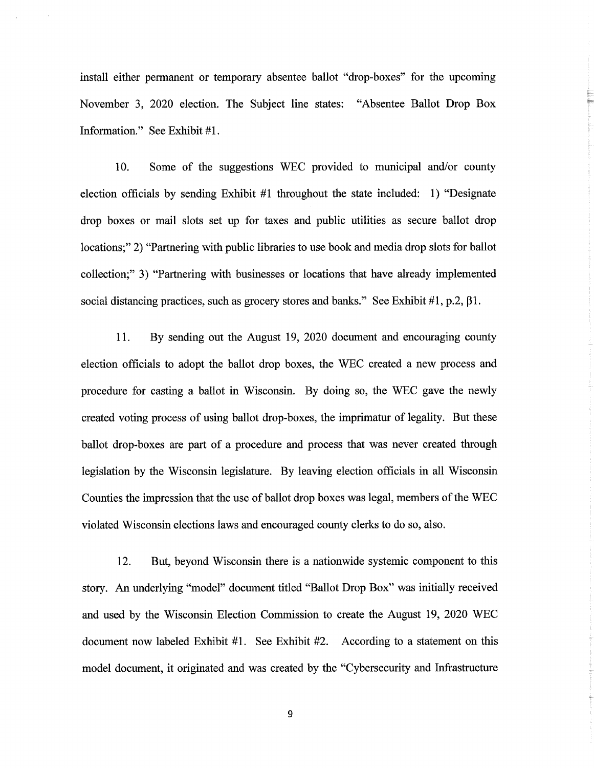install either permanent or temporary absentee ballot "drop-boxes" for the upcoming November 3, 2020 election. The Subject line states: "Absentee Ballot Drop Box Information." See Exhibit #1.

10. Some of the suggestions WEC provided to municipal and/or county election officials by sending Exhibit #1 throughout the state included: 1) "Designate drop boxes or mail slots set up for taxes and public utilities as secure ballot drop locations;" 2) "Partnering with public libraries to use book and media drop slots for ballot collection;" 3) "Partnering with businesses or locations that have already implemented social distancing practices, such as grocery stores and banks." See Exhibit #1, p.2, β1.

11. By sending out the August 19, 2020 document and encouraging county election officials to adopt the ballot drop boxes, the WEC created a new process and procedure for casting a ballot in Wisconsin. By doing so, the WEC gave the newly created voting process of using ballot drop-boxes, the imprimatur of legality. But these ballot drop-boxes are part of a procedure and process that was never created through legislation by the Wisconsin legislature. By leaving election officials in all Wisconsin Counties the impression that the use of ballot drop boxes was legal, members of the WEC violated Wisconsin elections laws and encouraged county clerks to do so, also.

12. But, beyond Wisconsin there is a nationwide systemic component to this story. An underlying "model" document titled "Ballot Drop Box" was initially received and used by the Wisconsin Election Commission to create the August 19, 2020 WEC document now labeled Exhibit #1. See Exhibit #2. According to a statement on this model document, it originated and was created by the "Cybersecurity and Infrastructure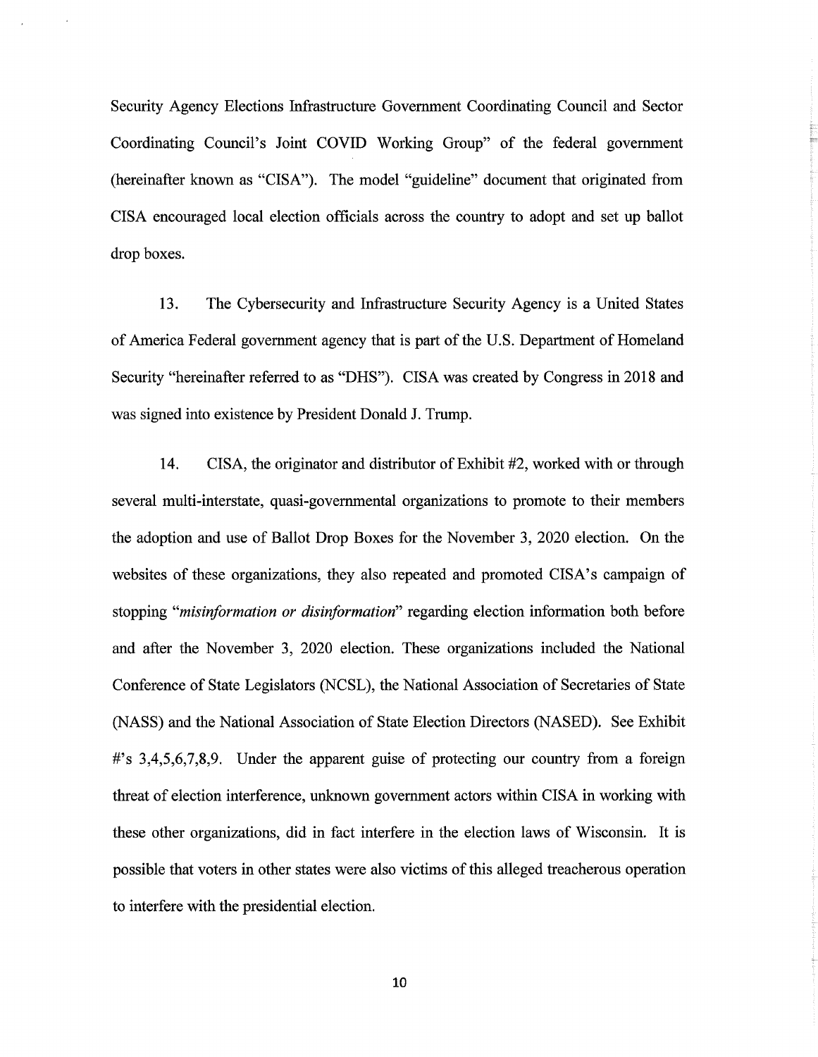Security Agency Elections Infrastructure Government Coordinating Council and Sector Coordinating Council's Joint COVID Working Group" of the federal government (hereinafter known as "CISA"). The model "guideline" document that originated from CISA encouraged local election officials across the country to adopt and set up ballot drop boxes.

13. The Cybersecurity and Infrastructure Security Agency is a United States of America Federal government agency that is part of the U.S. Department of Homeland Security "hereinafter referred to as "DHS"). CISA was created by Congress in 2018 and was signed into existence by President Donald J. Trump.

14. CISA, the originator and distributor of Exhibit #2, worked with or through several multi-interstate, quasi-governmental organizations to promote to their members the adoption and use of Ballot Drop Boxes for the November 3, 2020 election. On the websites of these organizations, they also repeated and promoted CISA's campaign of stopping "*misinformation or disinformation*" regarding election information both before and after the November 3, 2020 election. These organizations included the National Conference of State Legislators (NCSL), the National Association of Secretaries of State (NASS) and the National Association of State Election Directors (NASED). See Exhibit #'s 3,4,5,6,7,8,9. Under the apparent guise of protecting our country from a foreign threat of election interference, unknown government actors within CISA in working with these other organizations, did in fact interfere in the election laws of Wisconsin. It is possible that voters in other states were also victims of this alleged treacherous operation to interfere with the presidential election.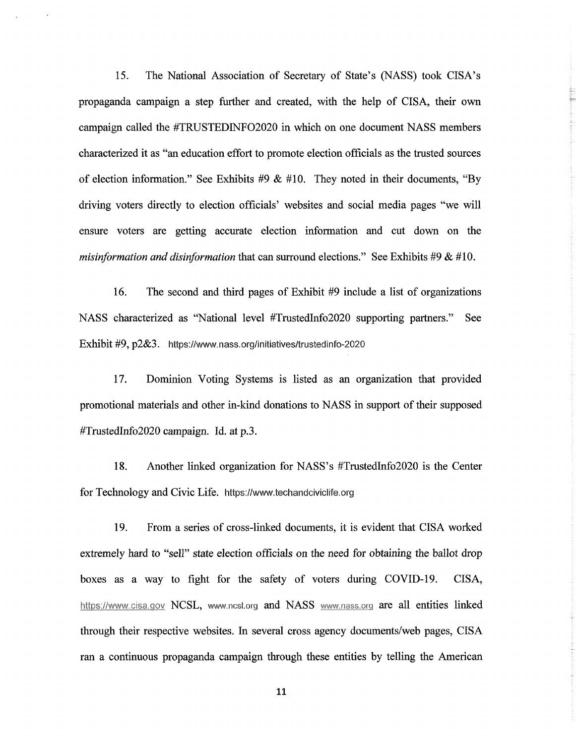15. The National Association of Secretary of State's (NASS) took CISA's propaganda campaign a step further and created, with the help of CISA, their own campaign called the #TRUSTEDINFO2020 in which on one document NASS members characterized it as "an education effort to promote election officials as the trusted sources of election information." See Exhibits #9 & #10. They noted in their documents, "By driving voters directly to election officials' websites and social media pages "we will ensure voters are getting accurate election information and cut down on the *misinformation and disinformation* that can surround elections." See Exhibits #9 & #10.

16. The second and third pages of Exhibit #9 include a list of organizations NASS characterized as "National level #TrustedInfo2020 supporting partners." See Exhibit #9, p2&3. https://www.nass.org/initiatives/trustedinfo-2020

17. Dominion Voting Systems is listed as an organization that provided promotional materials and other in-kind donations to NASS in support of their supposed #TrustedInfo2020 campaign. Id. at p.3.

18. Another linked organization for NASS's #TrustedInfo2020 is the Center for Technology and Civic Life. https://www.techandciviclife.org

19. From a series of cross-linked documents, it is evident that CISA worked extremely hard to "sell" state election officials on the need for obtaining the ballot drop boxes as a way to fight for the safety of voters during COVID-19. CISA, https://www.cisa.gov NCSL, www.ncsl.org and NASS www.nass.org are all entities linked through their respective websites. In several cross agency documents/web pages, CISA ran a continuous propaganda campaign through these entities by telling the American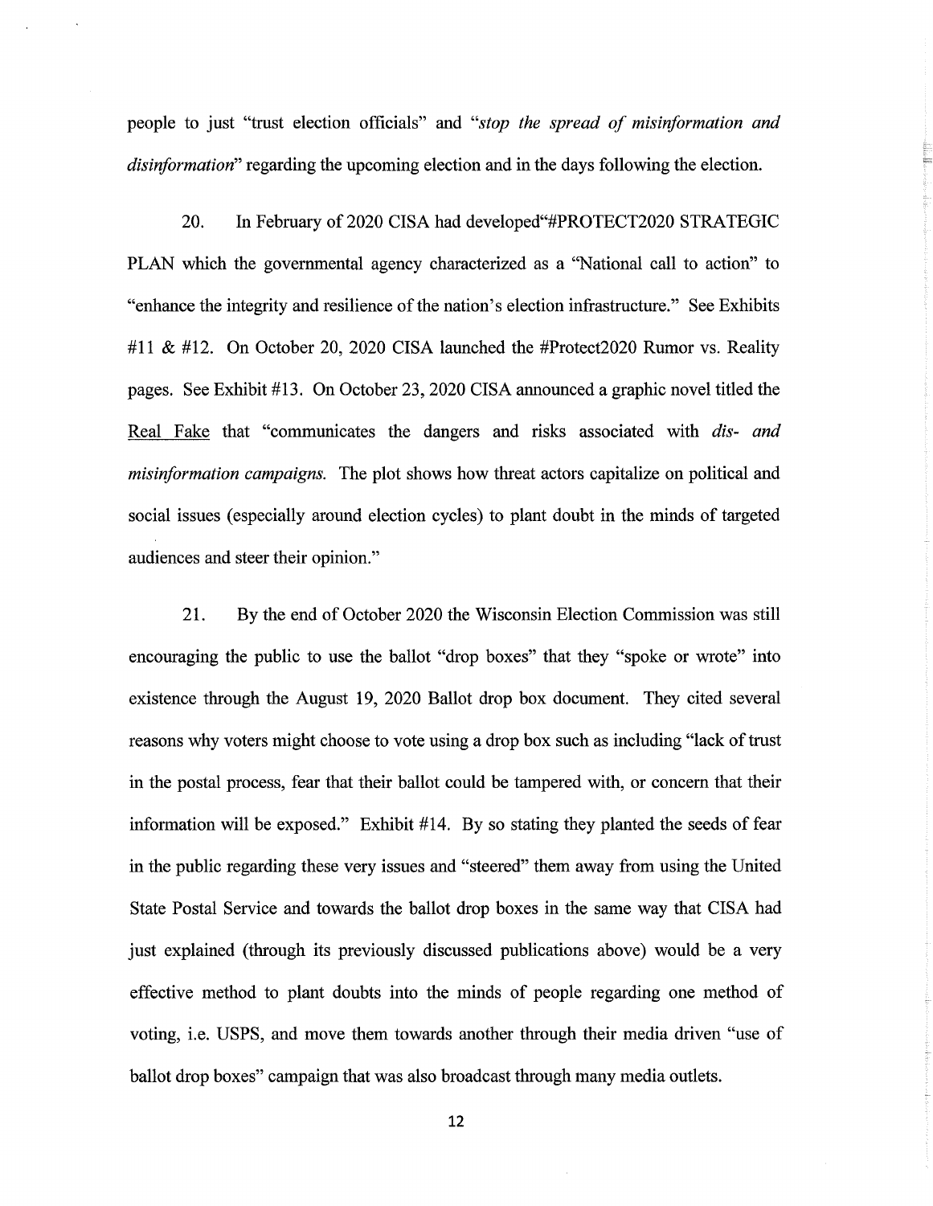people to just "trust election officials" and "*stop the spread of misinformation and disinformation*" regarding the upcoming election and in the days following the election.

20. In February of 2020 CISA had developed"#PROTECT2020 STRATEGIC PLAN which the governmental agency characterized as a "National call to action" to "enhance the integrity and resilience of the nation's election infrastructure." See Exhibits #11 & #12. On October 20, 2020 CISA launched the #Protect2020 Rumor vs. Reality pages. See Exhibit #13. On October 23, 2020 CISA announced a graphic novel titled the <u>Real Fake</u> that "communicates the dangers and risks associated with *dis- and misinformation campaigns.* The plot shows how threat actors capitalize on political and social issues (especially around election cycles) to plant doubt in the minds of targeted audiences and steer their opinion."

21. By the end of October 2020 the Wisconsin Election Commission was still encouraging the public to use the ballot "drop boxes" that they "spoke or wrote" into existence through the August 19, 2020 Ballot drop box document. They cited several reasons why voters might choose to vote using a drop box such as including "lack of trust in the postal process, fear that their ballot could be tampered with, or concern that their information will be exposed." Exhibit #14. By so stating they planted the seeds of fear in the public regarding these very issues and "steered" them away from using the United State Postal Service and towards the ballot drop boxes in the same way that CISA had just explained (through its previously discussed publications above) would be a very effective method to plant doubts into the minds of people regarding one method of voting, i.e. USPS, and move them towards another through their media driven "use of ballot drop boxes" campaign that was also broadcast through many media outlets.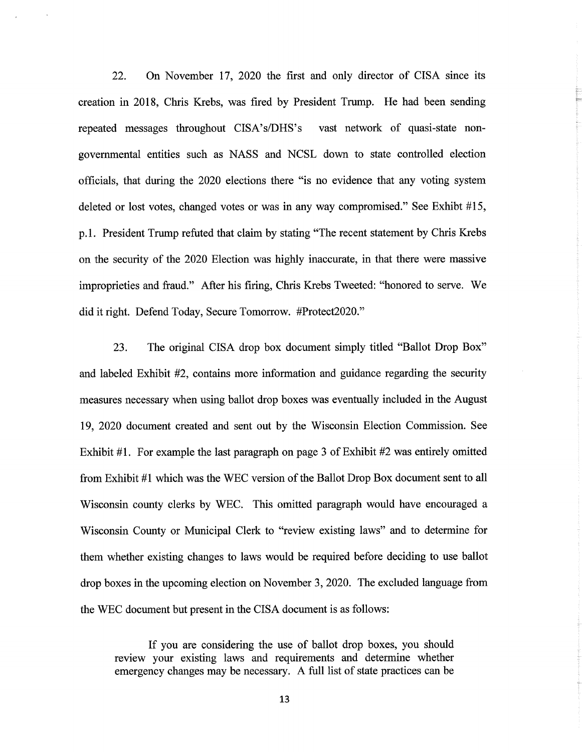22. On November 17, 2020 the first and only director of CISA since its creation in 2018, Chris Krebs, was fired by President Trump. He had been sending repeated messages throughout CISA's/DHS's vast network of quasi-state non-governmental entities such as NASS and NCSL down to state controlled election officials, that during the 2020 elections there "is no evidence that any voting system deleted or lost votes, changed votes or was in any way compromised." See Exhibt #15, p.1. President Trump refuted that claim by stating "The recent statement by Chris Krebs on the security of the 2020 Election was highly inaccurate, in that there were massive improprieties and fraud." After his firing, Chris Krebs Tweeted: "honored to serve. We did it right. Defend Today, Secure Tomorrow. #Protect2020."

23. The original CISA drop box document simply titled "Ballot Drop Box" and labeled Exhibit #2, contains more information and guidance regarding the security measures necessary when using ballot drop boxes was eventually included in the August 19, 2020 document created and sent out by the Wisconsin Election Commission. See Exhibit #1. For example the last paragraph on page 3 of Exhibit #2 was entirely omitted from Exhibit #1 which was the WEC version of the Ballot Drop Box document sent to all Wisconsin county clerks by WEC. This omitted paragraph would have encouraged a Wisconsin County or Municipal Clerk to "review existing laws" and to determine for them whether existing changes to laws would be required before deciding to use ballot drop boxes in the upcoming election on November 3, 2020. The excluded language from the WEC document but present in the CISA document is as follows:

> If you are considering the use of ballot drop boxes, you should review your existing laws and requirements and determine whether emergency changes may be necessary. A full list of state practices can be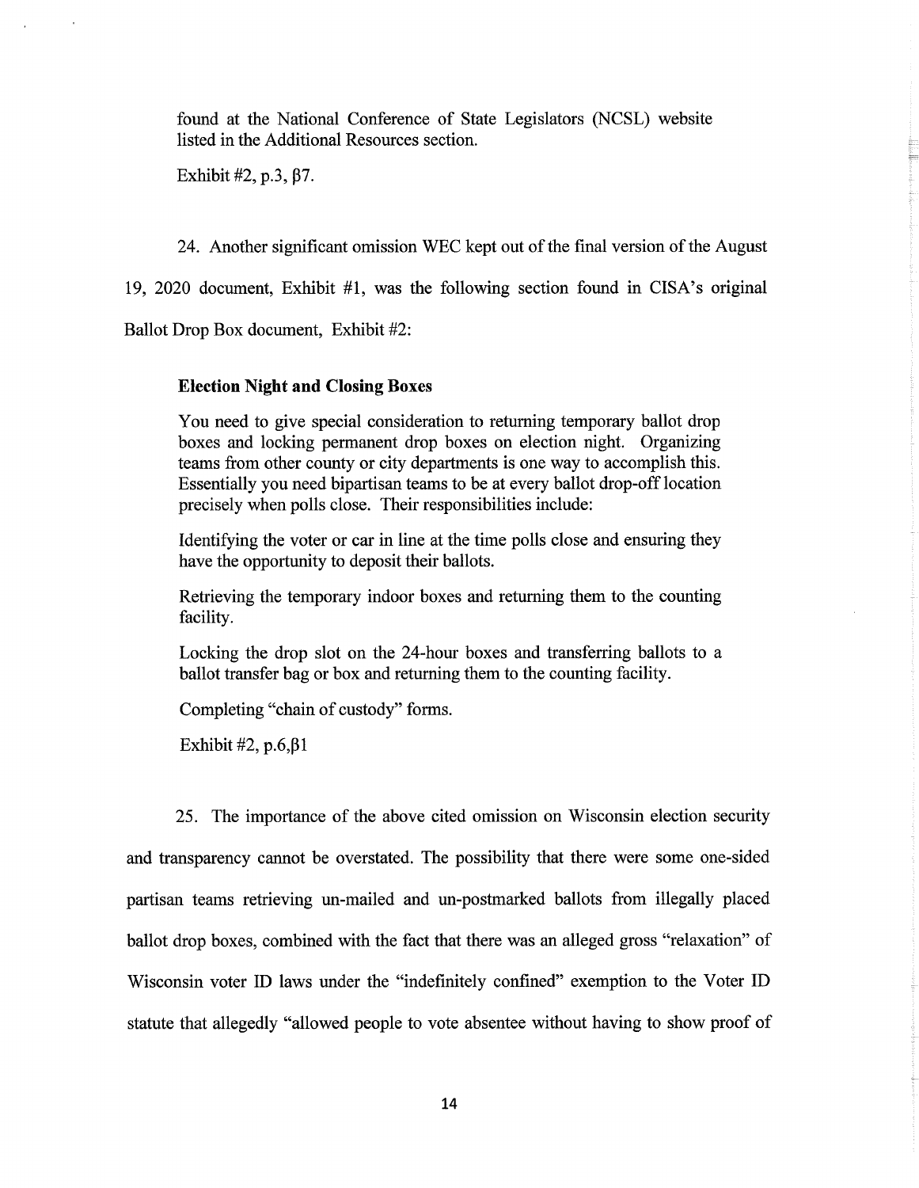found at the National Conference of State Legislators (NCSL) website listed in the Additional Resources section.

Exhibit #2, p.3, β7.

24. Another significant omission WEC kept out of the final version of the August 19, 2020 document, Exhibit #1, was the following section found in CISA's original Ballot Drop Box document, Exhibit #2:

> **Election Night and Closing Boxes**
>
> You need to give special consideration to returning temporary ballot drop boxes and locking permanent drop boxes on election night. Organizing teams from other county or city departments is one way to accomplish this. Essentially you need bipartisan teams to be at every ballot drop-off location precisely when polls close. Their responsibilities include:
>
> Identifying the voter or car in line at the time polls close and ensuring they have the opportunity to deposit their ballots.
>
> Retrieving the temporary indoor boxes and returning them to the counting facility.
>
> Locking the drop slot on the 24-hour boxes and transferring ballots to a ballot transfer bag or box and returning them to the counting facility.
>
> Completing "chain of custody" forms.
>
> Exhibit #2, p.6,β1

25. The importance of the above cited omission on Wisconsin election security and transparency cannot be overstated. The possibility that there were some one-sided partisan teams retrieving un-mailed and un-postmarked ballots from illegally placed ballot drop boxes, combined with the fact that there was an alleged gross "relaxation" of Wisconsin voter ID laws under the "indefinitely confined" exemption to the Voter ID statute that allegedly "allowed people to vote absentee without having to show proof of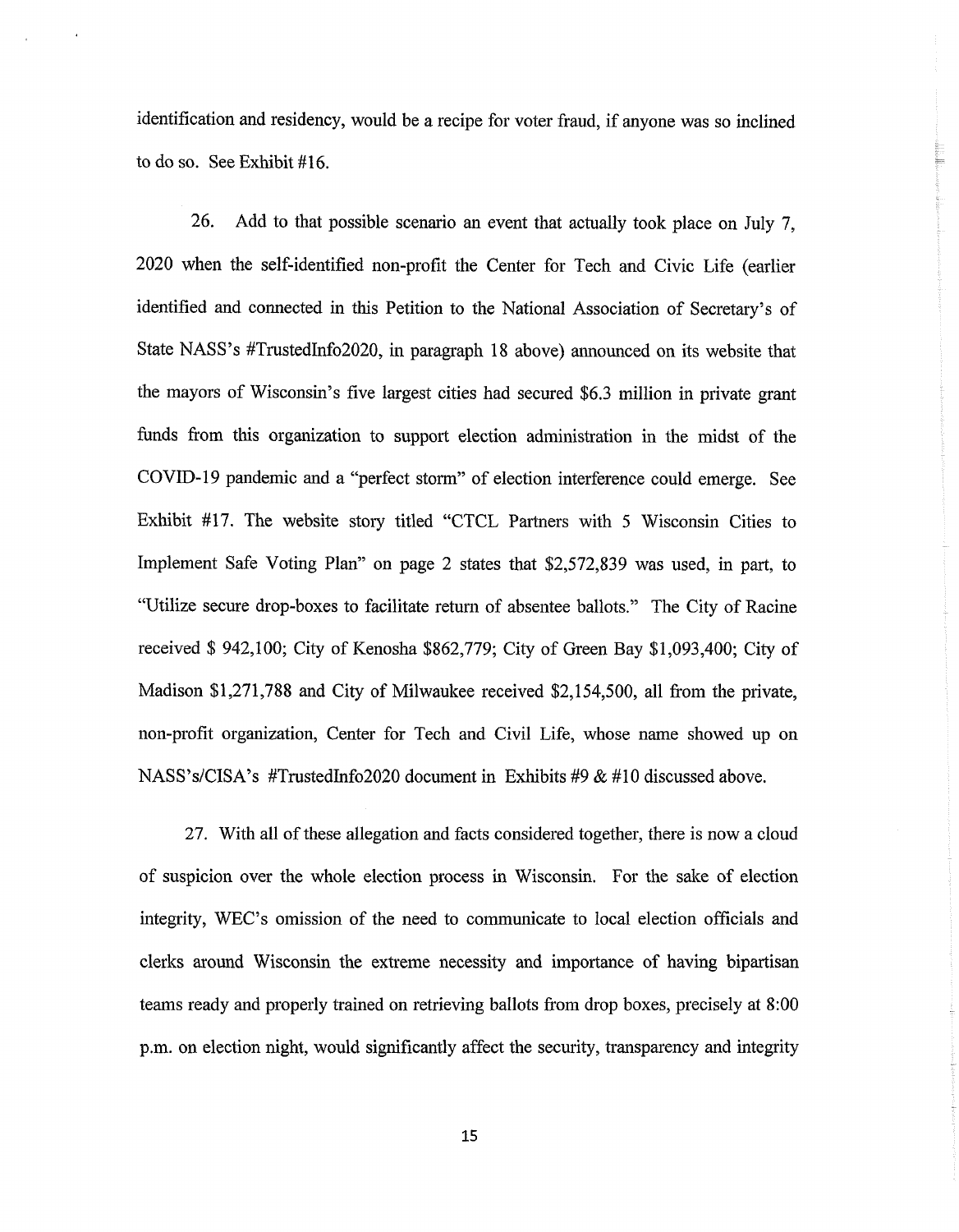identification and residency, would be a recipe for voter fraud, if anyone was so inclined to do so. See Exhibit #16.

26. Add to that possible scenario an event that actually took place on July 7, 2020 when the self-identified non-profit the Center for Tech and Civic Life (earlier identified and connected in this Petition to the National Association of Secretary's of State NASS's #TrustedInfo2020, in paragraph 18 above) announced on its website that the mayors of Wisconsin's five largest cities had secured $6.3 million in private grant funds from this organization to support election administration in the midst of the COVID-19 pandemic and a "perfect storm" of election interference could emerge. See Exhibit #17. The website story titled "CTCL Partners with 5 Wisconsin Cities to Implement Safe Voting Plan" on page 2 states that $2,572,839 was used, in part, to "Utilize secure drop-boxes to facilitate return of absentee ballots." The City of Racine received $ 942,100; City of Kenosha $862,779; City of Green Bay $1,093,400; City of Madison $1,271,788 and City of Milwaukee received $2,154,500, all from the private, non-profit organization, Center for Tech and Civil Life, whose name showed up on NASS's/CISA's #TrustedInfo2020 document in Exhibits #9 & #10 discussed above.

27. With all of these allegation and facts considered together, there is now a cloud of suspicion over the whole election process in Wisconsin. For the sake of election integrity, WEC's omission of the need to communicate to local election officials and clerks around Wisconsin the extreme necessity and importance of having bipartisan teams ready and properly trained on retrieving ballots from drop boxes, precisely at 8:00 p.m. on election night, would significantly affect the security, transparency and integrity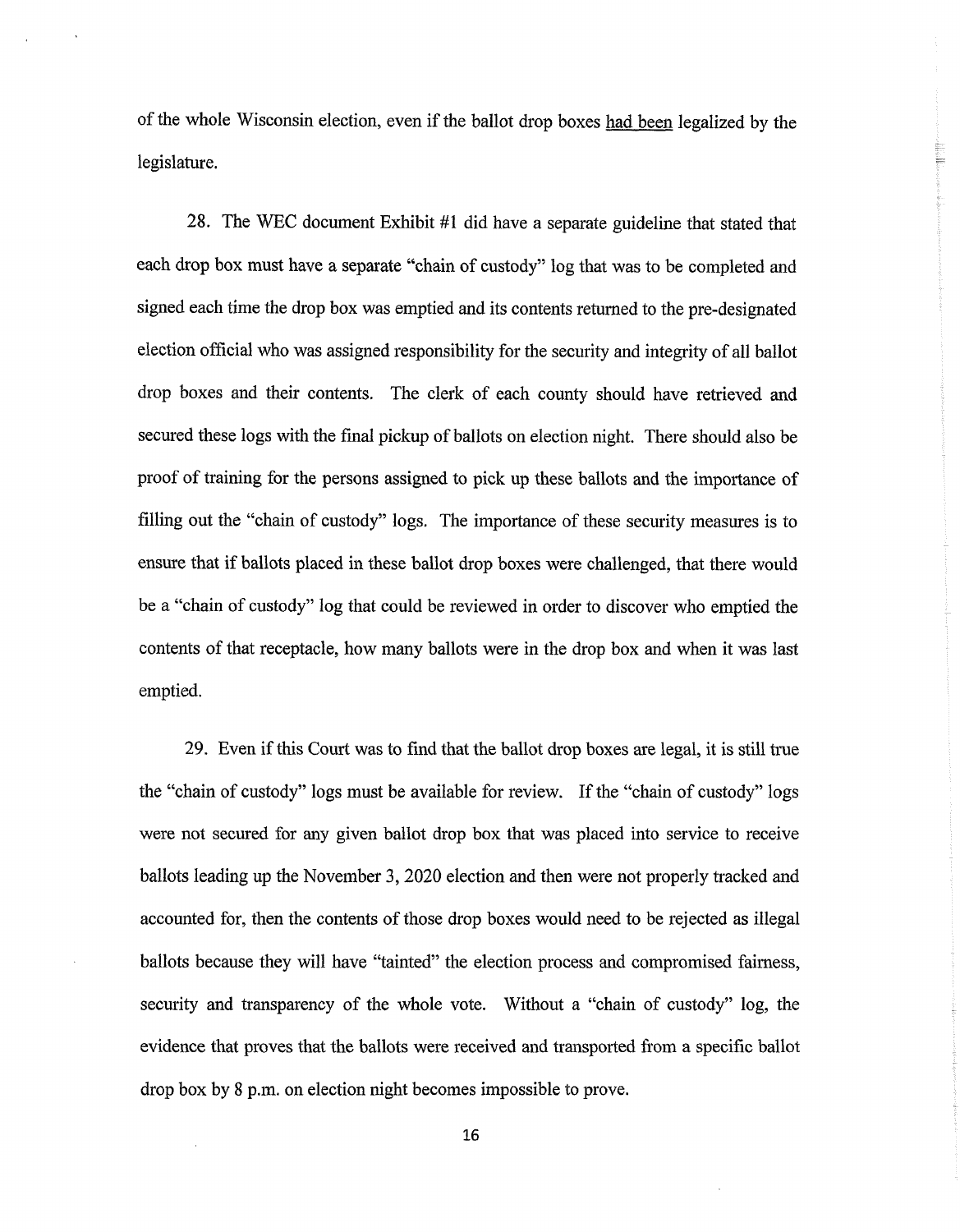of the whole Wisconsin election, even if the ballot drop boxes <u>had been</u> legalized by the legislature.

28. The WEC document Exhibit #1 did have a separate guideline that stated that each drop box must have a separate "chain of custody" log that was to be completed and signed each time the drop box was emptied and its contents returned to the pre-designated election official who was assigned responsibility for the security and integrity of all ballot drop boxes and their contents. The clerk of each county should have retrieved and secured these logs with the final pickup of ballots on election night. There should also be proof of training for the persons assigned to pick up these ballots and the importance of filling out the "chain of custody" logs. The importance of these security measures is to ensure that if ballots placed in these ballot drop boxes were challenged, that there would be a "chain of custody" log that could be reviewed in order to discover who emptied the contents of that receptacle, how many ballots were in the drop box and when it was last emptied.

29. Even if this Court was to find that the ballot drop boxes are legal, it is still true the "chain of custody" logs must be available for review. If the "chain of custody" logs were not secured for any given ballot drop box that was placed into service to receive ballots leading up the November 3, 2020 election and then were not properly tracked and accounted for, then the contents of those drop boxes would need to be rejected as illegal ballots because they will have "tainted" the election process and compromised fairness, security and transparency of the whole vote. Without a "chain of custody" log, the evidence that proves that the ballots were received and transported from a specific ballot drop box by 8 p.m. on election night becomes impossible to prove.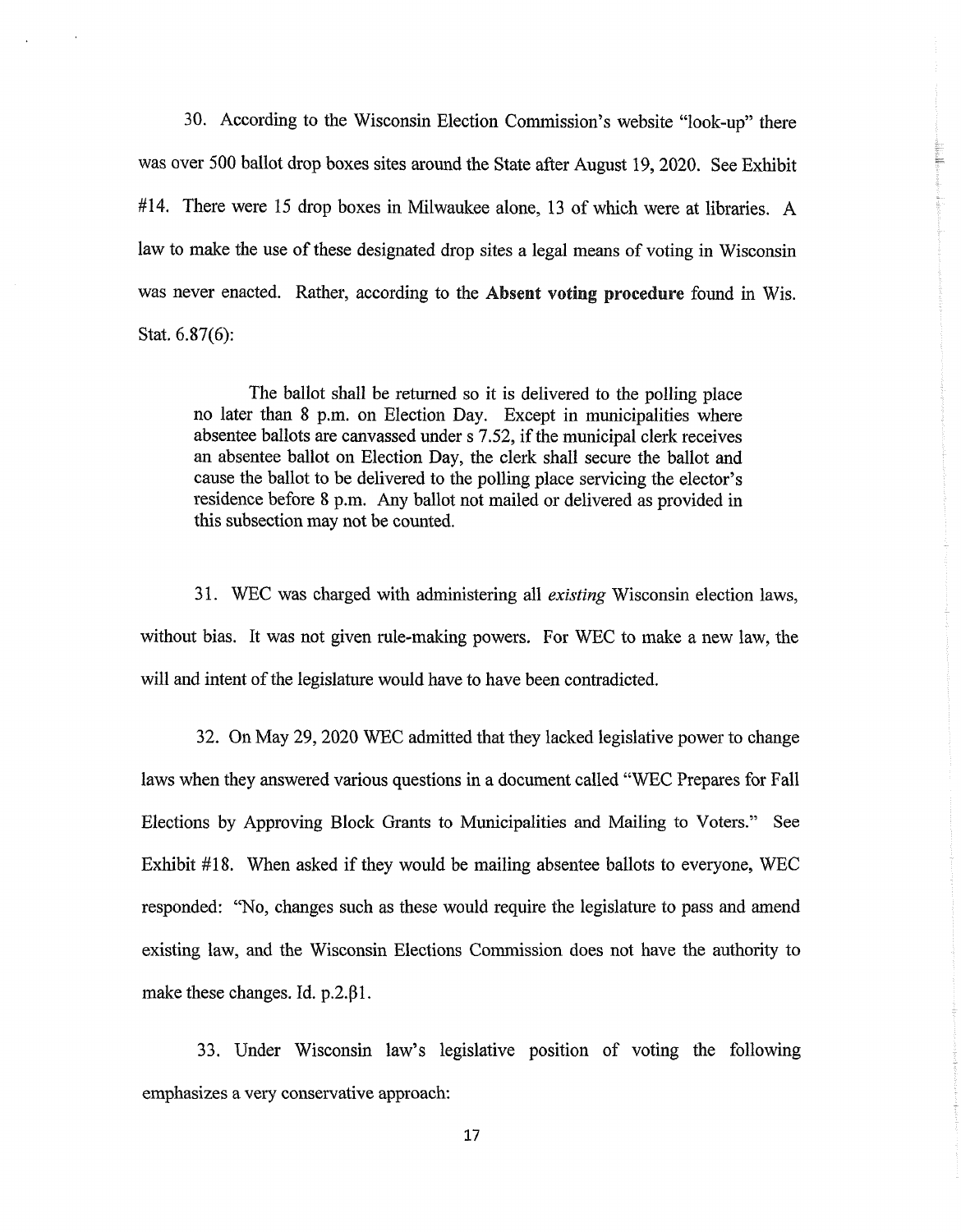30. According to the Wisconsin Election Commission's website "look-up" there was over 500 ballot drop boxes sites around the State after August 19, 2020. See Exhibit #14. There were 15 drop boxes in Milwaukee alone, 13 of which were at libraries. A law to make the use of these designated drop sites a legal means of voting in Wisconsin was never enacted. Rather, according to the **Absent voting procedure** found in Wis. Stat. 6.87(6):

> The ballot shall be returned so it is delivered to the polling place no later than 8 p.m. on Election Day. Except in municipalities where absentee ballots are canvassed under s 7.52, if the municipal clerk receives an absentee ballot on Election Day, the clerk shall secure the ballot and cause the ballot to be delivered to the polling place servicing the elector's residence before 8 p.m. Any ballot not mailed or delivered as provided in this subsection may not be counted.

31. WEC was charged with administering all *existing* Wisconsin election laws, without bias. It was not given rule-making powers. For WEC to make a new law, the will and intent of the legislature would have to have been contradicted.

32. On May 29, 2020 WEC admitted that they lacked legislative power to change laws when they answered various questions in a document called "WEC Prepares for Fall Elections by Approving Block Grants to Municipalities and Mailing to Voters." See Exhibit #18. When asked if they would be mailing absentee ballots to everyone, WEC responded: "No, changes such as these would require the legislature to pass and amend existing law, and the Wisconsin Elections Commission does not have the authority to make these changes. Id. p.2.β1.

33. Under Wisconsin law's legislative position of voting the following emphasizes a very conservative approach: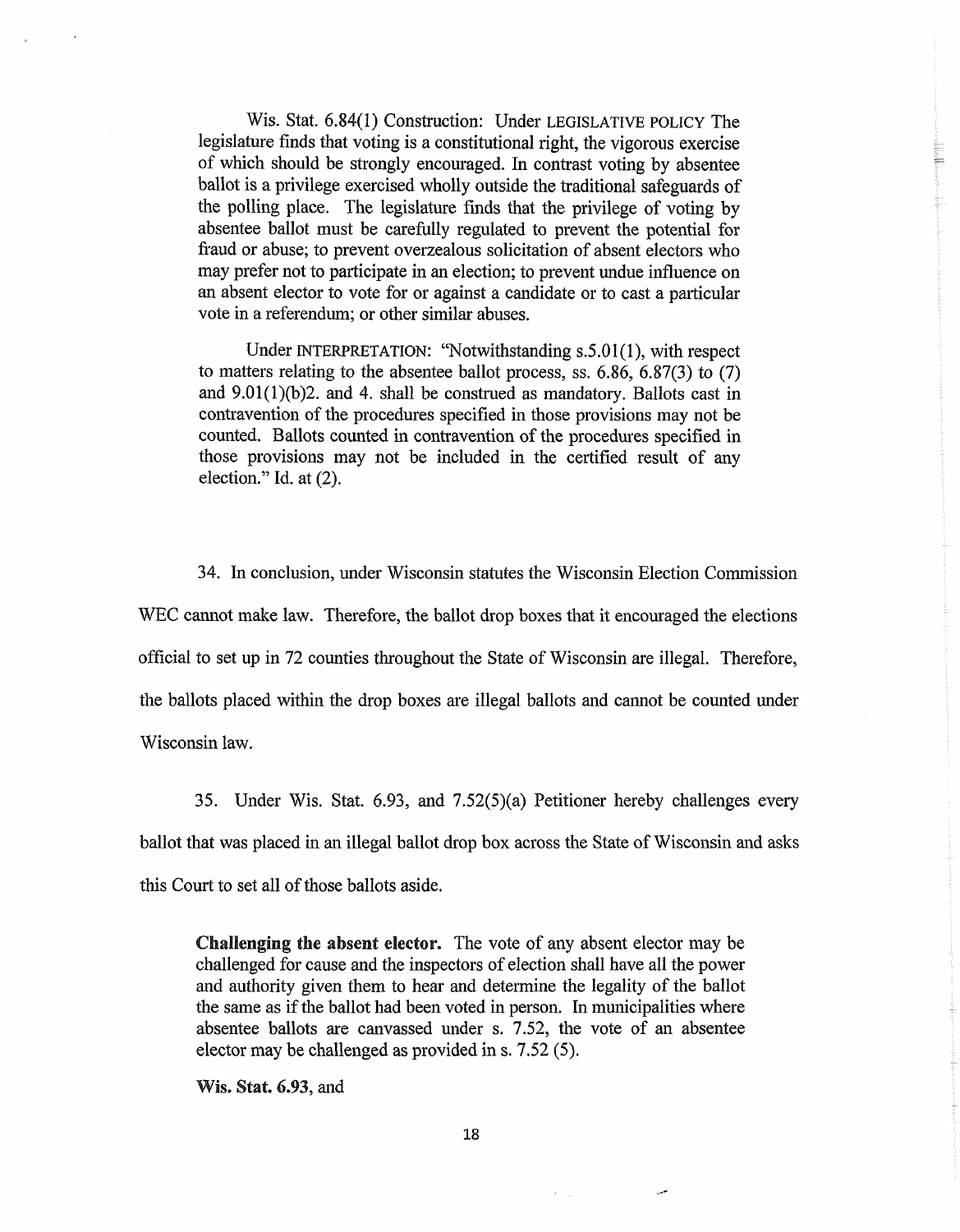> Wis. Stat. 6.84(1) Construction: Under LEGISLATIVE POLICY The legislature finds that voting is a constitutional right, the vigorous exercise of which should be strongly encouraged. In contrast voting by absentee ballot is a privilege exercised wholly outside the traditional safeguards of the polling place. The legislature finds that the privilege of voting by absentee ballot must be carefully regulated to prevent the potential for fraud or abuse; to prevent overzealous solicitation of absent electors who may prefer not to participate in an election; to prevent undue influence on an absent elector to vote for or against a candidate or to cast a particular vote in a referendum; or other similar abuses.
>
> Under INTERPRETATION: "Notwithstanding s.5.01(1), with respect to matters relating to the absentee ballot process, ss. 6.86, 6.87(3) to (7) and 9.01(1)(b)2. and 4. shall be construed as mandatory. Ballots cast in contravention of the procedures specified in those provisions may not be counted. Ballots counted in contravention of the procedures specified in those provisions may not be included in the certified result of any election." Id. at (2).

34. In conclusion, under Wisconsin statutes the Wisconsin Election Commission WEC cannot make law. Therefore, the ballot drop boxes that it encouraged the elections official to set up in 72 counties throughout the State of Wisconsin are illegal. Therefore, the ballots placed within the drop boxes are illegal ballots and cannot be counted under Wisconsin law.

35. Under Wis. Stat. 6.93, and 7.52(5)(a) Petitioner hereby challenges every ballot that was placed in an illegal ballot drop box across the State of Wisconsin and asks this Court to set all of those ballots aside.

> **Challenging the absent elector.** The vote of any absent elector may be challenged for cause and the inspectors of election shall have all the power and authority given them to hear and determine the legality of the ballot the same as if the ballot had been voted in person. In municipalities where absentee ballots are canvassed under s. 7.52, the vote of an absentee elector may be challenged as provided in s. 7.52 (5).
>
> **Wis. Stat. 6.93**, and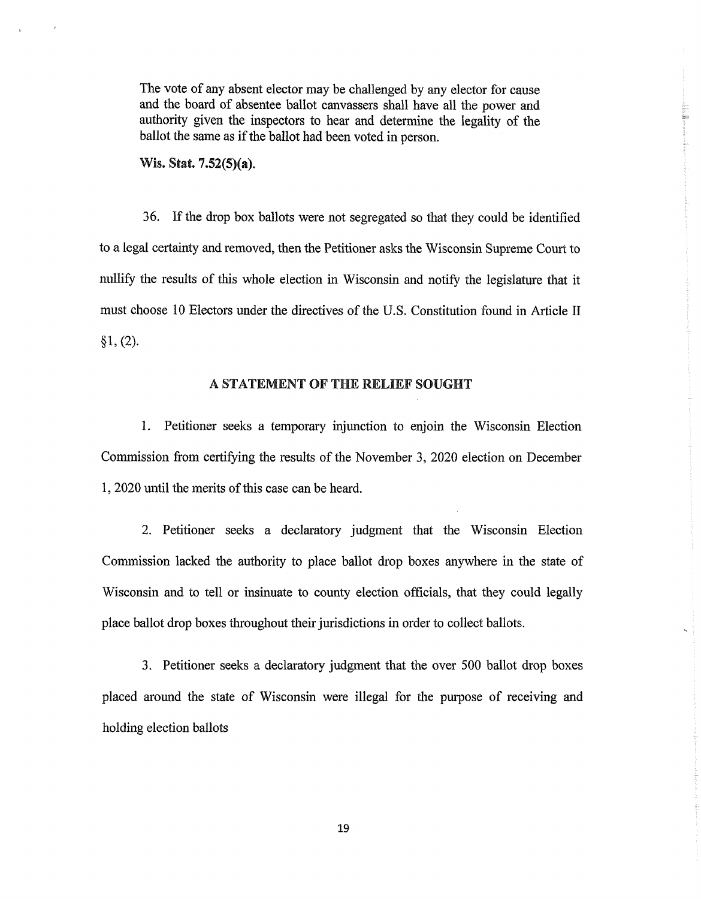> The vote of any absent elector may be challenged by any elector for cause and the board of absentee ballot canvassers shall have all the power and authority given the inspectors to hear and determine the legality of the ballot the same as if the ballot had been voted in person.
>
> **Wis. Stat. 7.52(5)(a).**

36. If the drop box ballots were not segregated so that they could be identified to a legal certainty and removed, then the Petitioner asks the Wisconsin Supreme Court to nullify the results of this whole election in Wisconsin and notify the legislature that it must choose 10 Electors under the directives of the U.S. Constitution found in Article II §1, (2).

## A STATEMENT OF THE RELIEF SOUGHT

1. Petitioner seeks a temporary injunction to enjoin the Wisconsin Election Commission from certifying the results of the November 3, 2020 election on December 1, 2020 until the merits of this case can be heard.

2. Petitioner seeks a declaratory judgment that the Wisconsin Election Commission lacked the authority to place ballot drop boxes anywhere in the state of Wisconsin and to tell or insinuate to county election officials, that they could legally place ballot drop boxes throughout their jurisdictions in order to collect ballots.

3. Petitioner seeks a declaratory judgment that the over 500 ballot drop boxes placed around the state of Wisconsin were illegal for the purpose of receiving and holding election ballots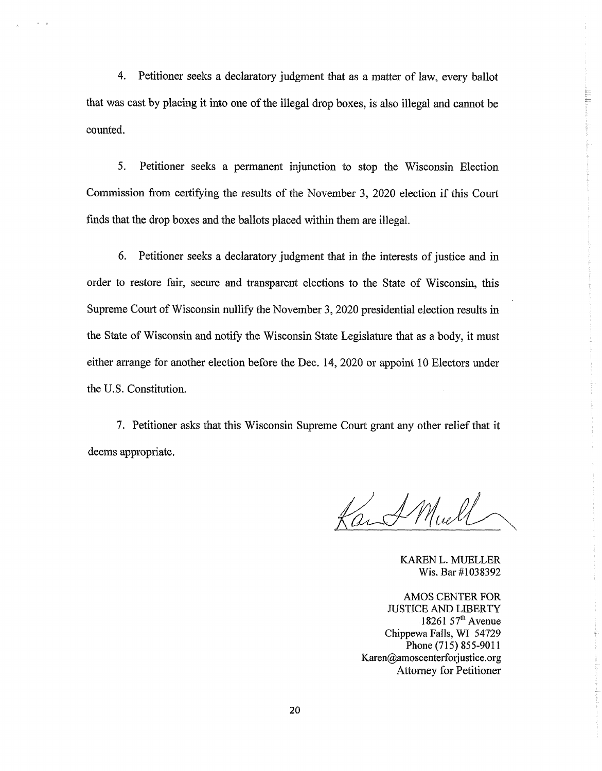4. Petitioner seeks a declaratory judgment that as a matter of law, every ballot that was cast by placing it into one of the illegal drop boxes, is also illegal and cannot be counted.

5. Petitioner seeks a permanent injunction to stop the Wisconsin Election Commission from certifying the results of the November 3, 2020 election if this Court finds that the drop boxes and the ballots placed within them are illegal.

6. Petitioner seeks a declaratory judgment that in the interests of justice and in order to restore fair, secure and transparent elections to the State of Wisconsin, this Supreme Court of Wisconsin nullify the November 3, 2020 presidential election results in the State of Wisconsin and notify the Wisconsin State Legislature that as a body, it must either arrange for another election before the Dec. 14, 2020 or appoint 10 Electors under the U.S. Constitution.

7. Petitioner asks that this Wisconsin Supreme Court grant any other relief that it deems appropriate.

KAREN L. MUELLER
Wis. Bar #1038392

AMOS CENTER FOR
JUSTICE AND LIBERTY
18261 57th Avenue
Chippewa Falls, WI 54729
Phone (715) 855-9011
Karen@amoscenterforjustice.org
Attorney for Petitioner